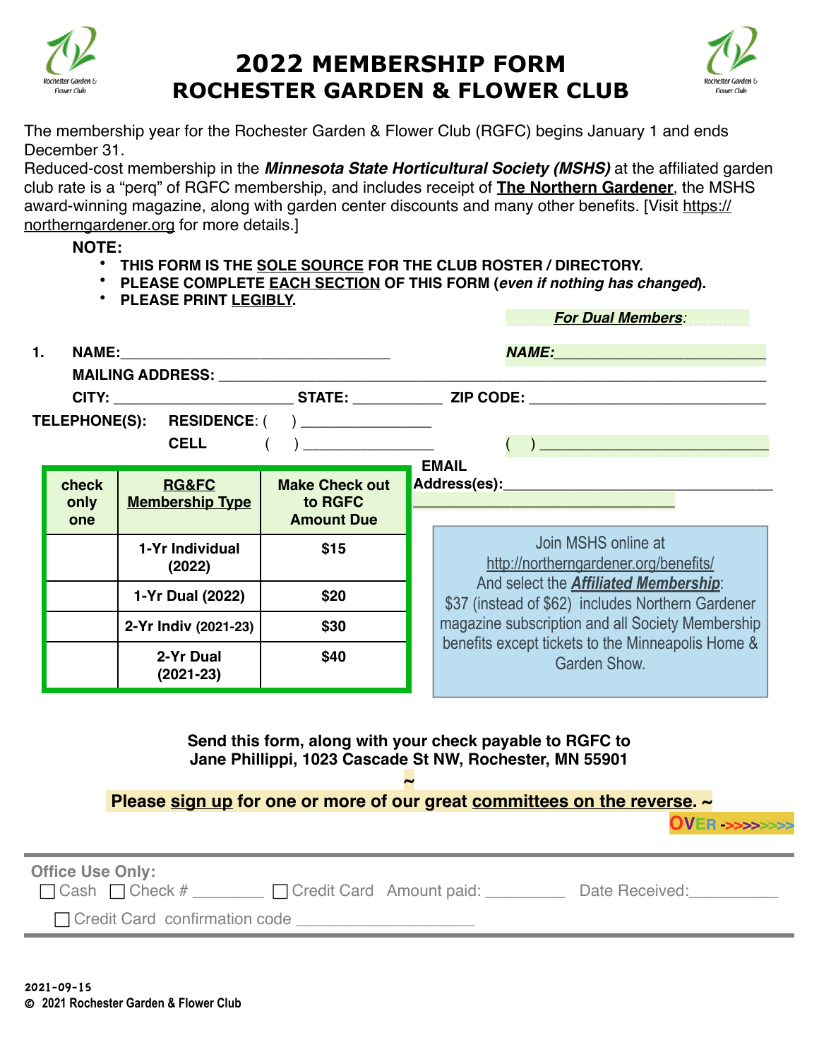# 2022 MEMBERSHIP FORM
# ROCHESTER GARDEN & FLOWER CLUB

The membership year for the Rochester Garden & Flower Club (RGFC) begins January 1 and ends December 31.

Reduced-cost membership in the ***Minnesota State Horticultural Society (MSHS)*** at the affiliated garden club rate is a "perq" of RGFC membership, and includes receipt of **The Northern Gardener**, the MSHS award-winning magazine, along with garden center discounts and many other benefits. [Visit https://northerngardener.org for more details.]

**NOTE:**

- **THIS FORM IS THE SOLE SOURCE FOR THE CLUB ROSTER / DIRECTORY.**
- **PLEASE COMPLETE EACH SECTION OF THIS FORM (*even if nothing has changed*).**
- **PLEASE PRINT LEGIBLY.**

***For Dual Members:***

**1. NAME:**________________________________ ***NAME:***_________________________

**MAILING ADDRESS:** ______________________________________________________________

**CITY:** ______________________ **STATE:** __________ **ZIP CODE:** ___________________________

**TELEPHONE(S): RESIDENCE:** (    ) _______________

**CELL** (    ) _______________ (    ) ___________________________

**EMAIL Address(es):**_______________________________
_______________________________

| check only one | RG&FC Membership Type | Make Check out to RGFC Amount Due |
|---|---|---|
| | 1-Yr Individual (2022) | $15 |
| | 1-Yr Dual (2022) | $20 |
| | 2-Yr Indiv (2021-23) | $30 |
| | 2-Yr Dual (2021-23) | $40 |

Join MSHS online at http://northerngardener.org/benefits/ And select the ***Affiliated Membership***: $37 (instead of $62) includes Northern Gardener magazine subscription and all Society Membership benefits except tickets to the Minneapolis Home & Garden Show.

**Send this form, along with your check payable to RGFC to Jane Phillippi, 1023 Cascade St NW, Rochester, MN 55901**

**~ Please sign up for one or more of our great committees on the reverse. ~**

**OVER ->>>>>>>>>**

**Office Use Only:**

☐ Cash ☐ Check # ________ ☐ Credit Card Amount paid: _________ Date Received:__________

☐ Credit Card confirmation code ____________________

2021-09-15

© 2021 Rochester Garden & Flower Club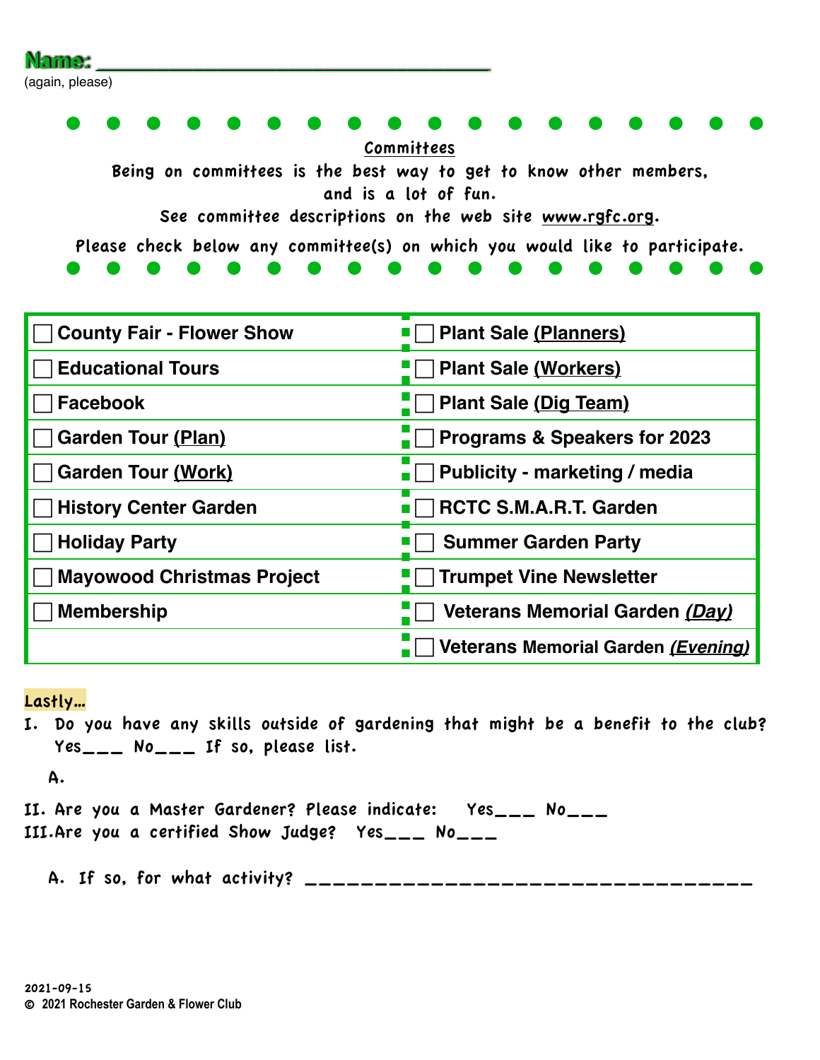**Name:** ___________________________________
(again, please)

## Committees

Being on committees is the best way to get to know other members, and is a lot of fun.
See committee descriptions on the web site www.rgfc.org.

Please check below any committee(s) on which you would like to participate.

| | |
|---|---|
| ☐ County Fair - Flower Show | ☐ Plant Sale (Planners) |
| ☐ Educational Tours | ☐ Plant Sale (Workers) |
| ☐ Facebook | ☐ Plant Sale (Dig Team) |
| ☐ Garden Tour (Plan) | ☐ Programs & Speakers for 2023 |
| ☐ Garden Tour (Work) | ☐ Publicity - marketing / media |
| ☐ History Center Garden | ☐ RCTC S.M.A.R.T. Garden |
| ☐ Holiday Party | ☐ Summer Garden Party |
| ☐ Mayowood Christmas Project | ☐ Trumpet Vine Newsletter |
| ☐ Membership | ☐ Veterans Memorial Garden *(Day)* |
| | ☐ Veterans Memorial Garden *(Evening)* |

Lastly…

I. Do you have any skills outside of gardening that might be a benefit to the club? Yes___ No___ If so, please list.

A.

II. Are you a Master Gardener? Please indicate: Yes___ No___

III. Are you a certified Show Judge? Yes___ No___

A. If so, for what activity? _________________________________

2021-09-15
© 2021 Rochester Garden & Flower Club